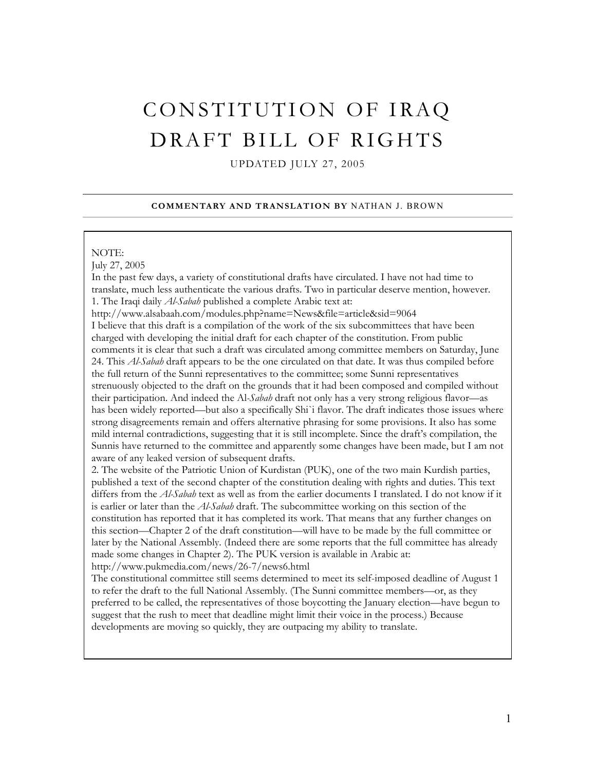# CONSTITUTION OF IRAQ
# DRAFT BILL OF RIGHTS

UPDATED JULY 27, 2005

**COMMENTARY AND TRANSLATION BY** NATHAN J. BROWN

---

NOTE:
July 27, 2005

In the past few days, a variety of constitutional drafts have circulated. I have not had time to translate, much less authenticate the various drafts. Two in particular deserve mention, however.

1. The Iraqi daily *Al-Sabah* published a complete Arabic text at:
http://www.alsabaah.com/modules.php?name=News&file=article&sid=9064
I believe that this draft is a compilation of the work of the six subcommittees that have been charged with developing the initial draft for each chapter of the constitution. From public comments it is clear that such a draft was circulated among committee members on Saturday, June 24. This *Al-Sabah* draft appears to be the one circulated on that date. It was thus compiled before the full return of the Sunni representatives to the committee; some Sunni representatives strenuously objected to the draft on the grounds that it had been composed and compiled without their participation. And indeed the Al-*Sabah* draft not only has a very strong religious flavor—as has been widely reported—but also a specifically Shi`i flavor. The draft indicates those issues where strong disagreements remain and offers alternative phrasing for some provisions. It also has some mild internal contradictions, suggesting that it is still incomplete. Since the draft's compilation, the Sunnis have returned to the committee and apparently some changes have been made, but I am not aware of any leaked version of subsequent drafts.

2. The website of the Patriotic Union of Kurdistan (PUK), one of the two main Kurdish parties, published a text of the second chapter of the constitution dealing with rights and duties. This text differs from the *Al-Sabah* text as well as from the earlier documents I translated. I do not know if it is earlier or later than the *Al-Sabah* draft. The subcommittee working on this section of the constitution has reported that it has completed its work. That means that any further changes on this section—Chapter 2 of the draft constitution—will have to be made by the full committee or later by the National Assembly. (Indeed there are some reports that the full committee has already made some changes in Chapter 2). The PUK version is available in Arabic at:
http://www.pukmedia.com/news/26-7/news6.html

The constitutional committee still seems determined to meet its self-imposed deadline of August 1 to refer the draft to the full National Assembly. (The Sunni committee members—or, as they preferred to be called, the representatives of those boycotting the January election—have begun to suggest that the rush to meet that deadline might limit their voice in the process.) Because developments are moving so quickly, they are outpacing my ability to translate.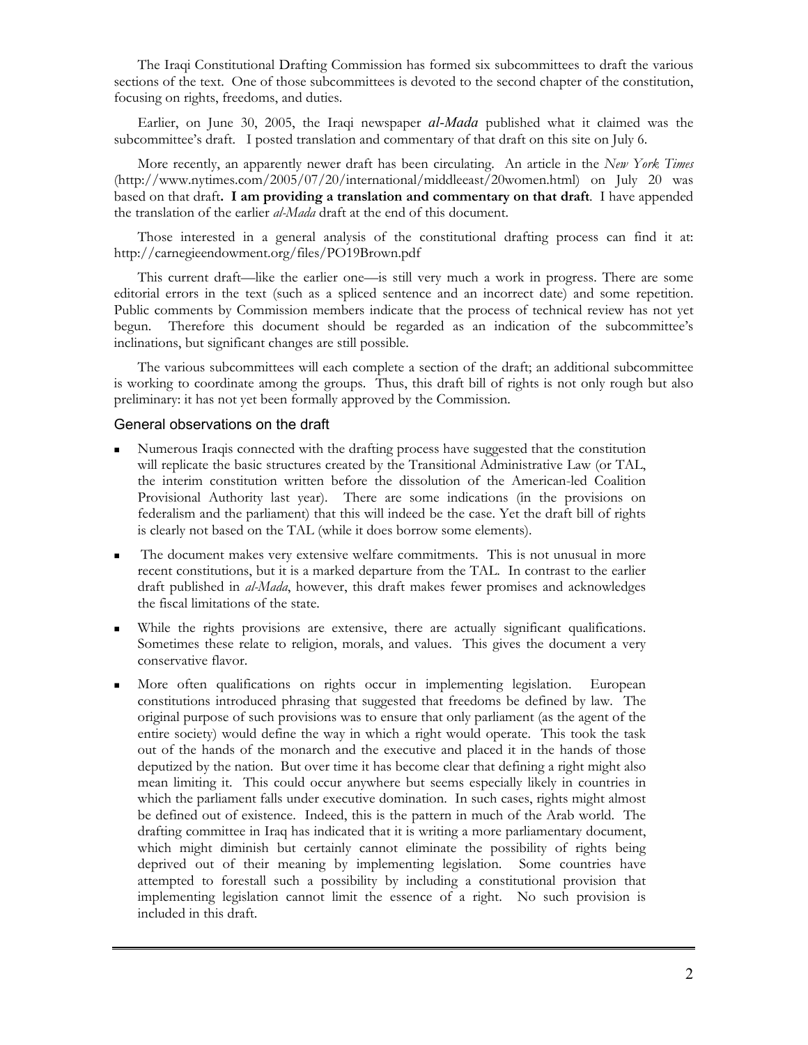The Iraqi Constitutional Drafting Commission has formed six subcommittees to draft the various sections of the text. One of those subcommittees is devoted to the second chapter of the constitution, focusing on rights, freedoms, and duties.

Earlier, on June 30, 2005, the Iraqi newspaper ***al-Mada*** published what it claimed was the subcommittee's draft. I posted translation and commentary of that draft on this site on July 6.

More recently, an apparently newer draft has been circulating. An article in the *New York Times* (http://www.nytimes.com/2005/07/20/international/middleeast/20women.html) on July 20 was based on that draft**. I am providing a translation and commentary on that draft**. I have appended the translation of the earlier *al-Mada* draft at the end of this document.

Those interested in a general analysis of the constitutional drafting process can find it at: http://carnegieendowment.org/files/PO19Brown.pdf

This current draft—like the earlier one—is still very much a work in progress. There are some editorial errors in the text (such as a spliced sentence and an incorrect date) and some repetition. Public comments by Commission members indicate that the process of technical review has not yet begun. Therefore this document should be regarded as an indication of the subcommittee's inclinations, but significant changes are still possible.

The various subcommittees will each complete a section of the draft; an additional subcommittee is working to coordinate among the groups. Thus, this draft bill of rights is not only rough but also preliminary: it has not yet been formally approved by the Commission.

## General observations on the draft

- Numerous Iraqis connected with the drafting process have suggested that the constitution will replicate the basic structures created by the Transitional Administrative Law (or TAL, the interim constitution written before the dissolution of the American-led Coalition Provisional Authority last year). There are some indications (in the provisions on federalism and the parliament) that this will indeed be the case. Yet the draft bill of rights is clearly not based on the TAL (while it does borrow some elements).
- The document makes very extensive welfare commitments. This is not unusual in more recent constitutions, but it is a marked departure from the TAL. In contrast to the earlier draft published in *al-Mada*, however, this draft makes fewer promises and acknowledges the fiscal limitations of the state.
- While the rights provisions are extensive, there are actually significant qualifications. Sometimes these relate to religion, morals, and values. This gives the document a very conservative flavor.
- More often qualifications on rights occur in implementing legislation. European constitutions introduced phrasing that suggested that freedoms be defined by law. The original purpose of such provisions was to ensure that only parliament (as the agent of the entire society) would define the way in which a right would operate. This took the task out of the hands of the monarch and the executive and placed it in the hands of those deputized by the nation. But over time it has become clear that defining a right might also mean limiting it. This could occur anywhere but seems especially likely in countries in which the parliament falls under executive domination. In such cases, rights might almost be defined out of existence. Indeed, this is the pattern in much of the Arab world. The drafting committee in Iraq has indicated that it is writing a more parliamentary document, which might diminish but certainly cannot eliminate the possibility of rights being deprived out of their meaning by implementing legislation. Some countries have attempted to forestall such a possibility by including a constitutional provision that implementing legislation cannot limit the essence of a right. No such provision is included in this draft.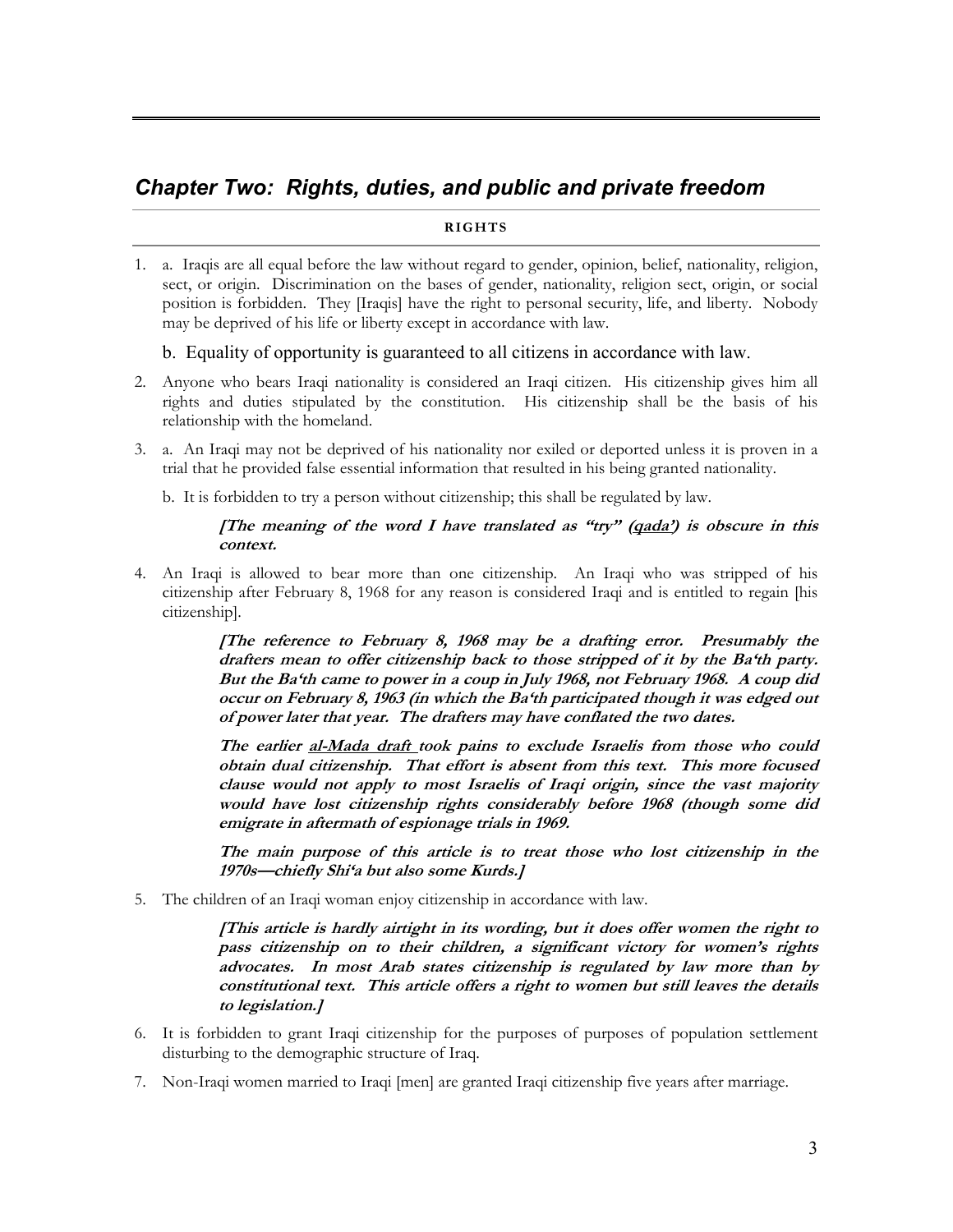## *Chapter Two: Rights, duties, and public and private freedom*

**RIGHTS**

1. a. Iraqis are all equal before the law without regard to gender, opinion, belief, nationality, religion, sect, or origin. Discrimination on the bases of gender, nationality, religion sect, origin, or social position is forbidden. They [Iraqis] have the right to personal security, life, and liberty. Nobody may be deprived of his life or liberty except in accordance with law.

   b. Equality of opportunity is guaranteed to all citizens in accordance with law.

2. Anyone who bears Iraqi nationality is considered an Iraqi citizen. His citizenship gives him all rights and duties stipulated by the constitution. His citizenship shall be the basis of his relationship with the homeland.

3. a. An Iraqi may not be deprived of his nationality nor exiled or deported unless it is proven in a trial that he provided false essential information that resulted in his being granted nationality.

   b. It is forbidden to try a person without citizenship; this shall be regulated by law.

   ***[The meaning of the word I have translated as "try" (qada') is obscure in this context.***

4. An Iraqi is allowed to bear more than one citizenship. An Iraqi who was stripped of his citizenship after February 8, 1968 for any reason is considered Iraqi and is entitled to regain [his citizenship].

   ***[The reference to February 8, 1968 may be a drafting error. Presumably the drafters mean to offer citizenship back to those stripped of it by the Ba'th party. But the Ba'th came to power in a coup in July 1968, not February 1968. A coup did occur on February 8, 1963 (in which the Ba'th participated though it was edged out of power later that year. The drafters may have conflated the two dates.***

   ***The earlier al-Mada draft took pains to exclude Israelis from those who could obtain dual citizenship. That effort is absent from this text. This more focused clause would not apply to most Israelis of Iraqi origin, since the vast majority would have lost citizenship rights considerably before 1968 (though some did emigrate in aftermath of espionage trials in 1969.***

   ***The main purpose of this article is to treat those who lost citizenship in the 1970s—chiefly Shi'a but also some Kurds.]***

5. The children of an Iraqi woman enjoy citizenship in accordance with law.

   ***[This article is hardly airtight in its wording, but it does offer women the right to pass citizenship on to their children, a significant victory for women's rights advocates. In most Arab states citizenship is regulated by law more than by constitutional text. This article offers a right to women but still leaves the details to legislation.]***

6. It is forbidden to grant Iraqi citizenship for the purposes of purposes of population settlement disturbing to the demographic structure of Iraq.

7. Non-Iraqi women married to Iraqi [men] are granted Iraqi citizenship five years after marriage.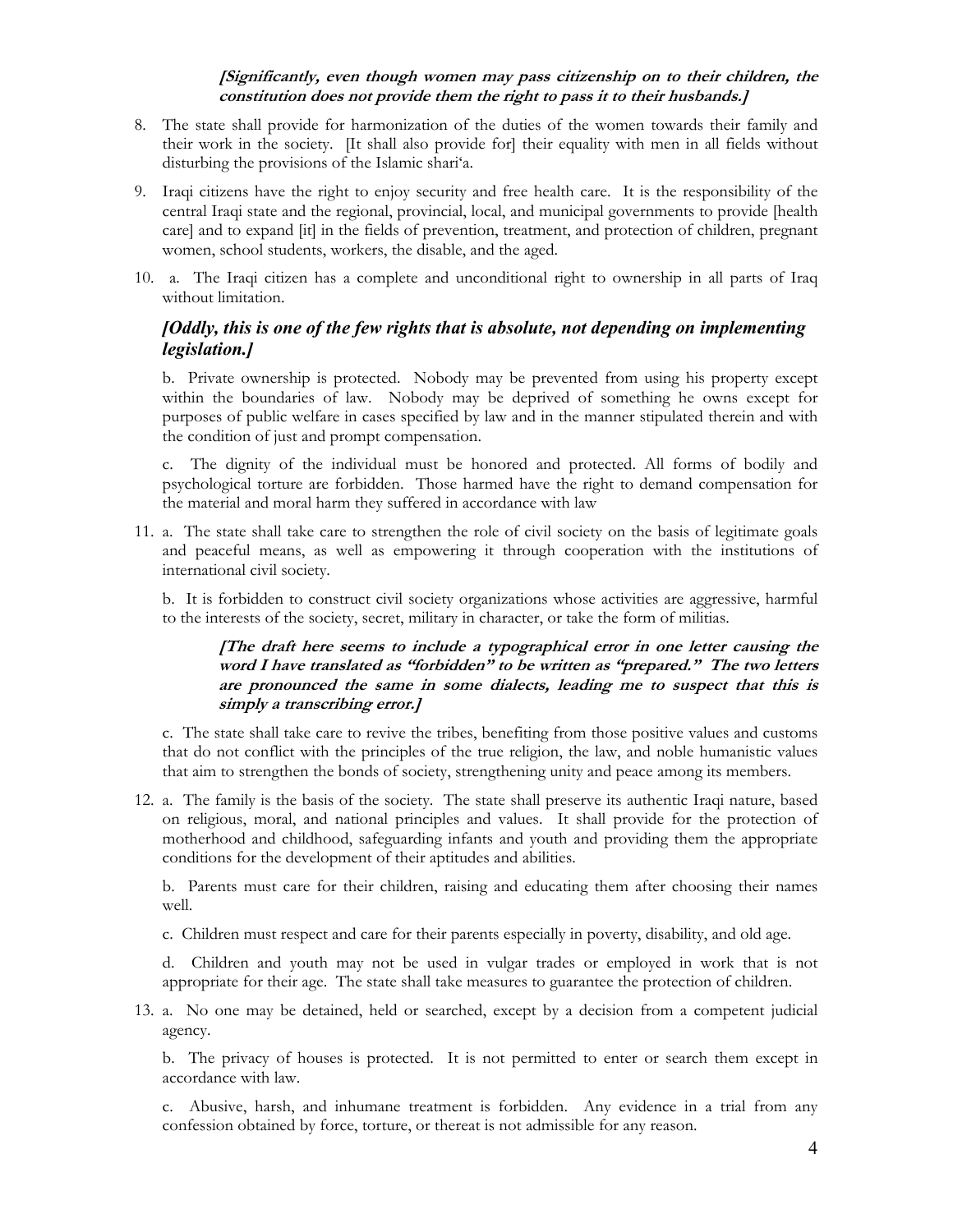***[Significantly, even though women may pass citizenship on to their children, the constitution does not provide them the right to pass it to their husbands.]***

8. The state shall provide for harmonization of the duties of the women towards their family and their work in the society. [It shall also provide for] their equality with men in all fields without disturbing the provisions of the Islamic shari'a.

9. Iraqi citizens have the right to enjoy security and free health care. It is the responsibility of the central Iraqi state and the regional, provincial, local, and municipal governments to provide [health care] and to expand [it] in the fields of prevention, treatment, and protection of children, pregnant women, school students, workers, the disable, and the aged.

10. a. The Iraqi citizen has a complete and unconditional right to ownership in all parts of Iraq without limitation.

***[Oddly, this is one of the few rights that is absolute, not depending on implementing legislation.]***

b. Private ownership is protected. Nobody may be prevented from using his property except within the boundaries of law. Nobody may be deprived of something he owns except for purposes of public welfare in cases specified by law and in the manner stipulated therein and with the condition of just and prompt compensation.

c. The dignity of the individual must be honored and protected. All forms of bodily and psychological torture are forbidden. Those harmed have the right to demand compensation for the material and moral harm they suffered in accordance with law

11. a. The state shall take care to strengthen the role of civil society on the basis of legitimate goals and peaceful means, as well as empowering it through cooperation with the institutions of international civil society.

b. It is forbidden to construct civil society organizations whose activities are aggressive, harmful to the interests of the society, secret, military in character, or take the form of militias.

***[The draft here seems to include a typographical error in one letter causing the word I have translated as "forbidden" to be written as "prepared." The two letters are pronounced the same in some dialects, leading me to suspect that this is simply a transcribing error.]***

c. The state shall take care to revive the tribes, benefiting from those positive values and customs that do not conflict with the principles of the true religion, the law, and noble humanistic values that aim to strengthen the bonds of society, strengthening unity and peace among its members.

12. a. The family is the basis of the society. The state shall preserve its authentic Iraqi nature, based on religious, moral, and national principles and values. It shall provide for the protection of motherhood and childhood, safeguarding infants and youth and providing them the appropriate conditions for the development of their aptitudes and abilities.

b. Parents must care for their children, raising and educating them after choosing their names well.

c. Children must respect and care for their parents especially in poverty, disability, and old age.

d. Children and youth may not be used in vulgar trades or employed in work that is not appropriate for their age. The state shall take measures to guarantee the protection of children.

13. a. No one may be detained, held or searched, except by a decision from a competent judicial agency.

b. The privacy of houses is protected. It is not permitted to enter or search them except in accordance with law.

c. Abusive, harsh, and inhumane treatment is forbidden. Any evidence in a trial from any confession obtained by force, torture, or thereat is not admissible for any reason.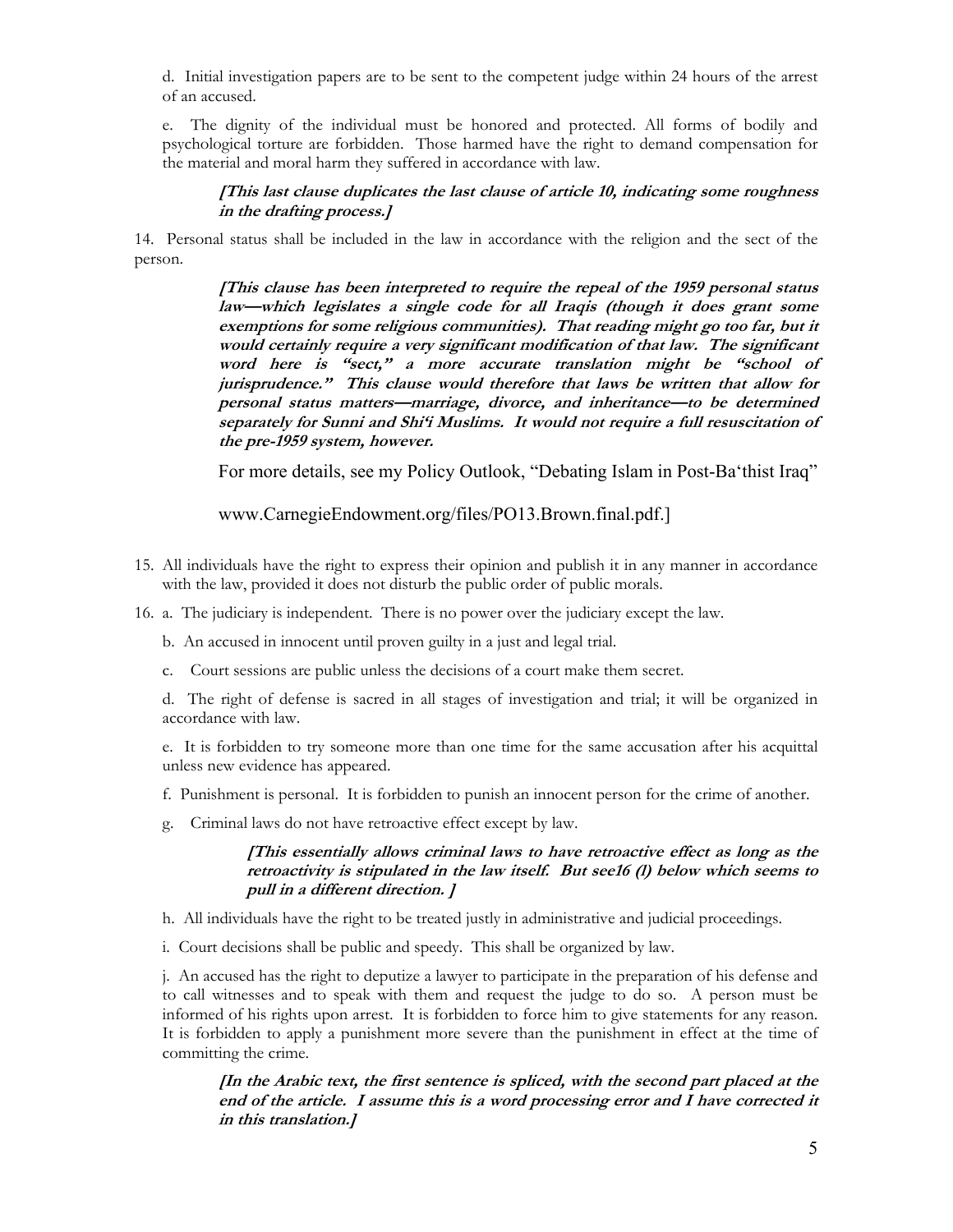d. Initial investigation papers are to be sent to the competent judge within 24 hours of the arrest of an accused.

e. The dignity of the individual must be honored and protected. All forms of bodily and psychological torture are forbidden. Those harmed have the right to demand compensation for the material and moral harm they suffered in accordance with law.

> ***[This last clause duplicates the last clause of article 10, indicating some roughness in the drafting process.]***

14. Personal status shall be included in the law in accordance with the religion and the sect of the person.

> ***[This clause has been interpreted to require the repeal of the 1959 personal status law—which legislates a single code for all Iraqis (though it does grant some exemptions for some religious communities). That reading might go too far, but it would certainly require a very significant modification of that law. The significant word here is "sect," a more accurate translation might be "school of jurisprudence." This clause would therefore that laws be written that allow for personal status matters—marriage, divorce, and inheritance—to be determined separately for Sunni and Shi'i Muslims. It would not require a full resuscitation of the pre-1959 system, however.***
>
> For more details, see my Policy Outlook, "Debating Islam in Post-Ba'thist Iraq"
>
> www.CarnegieEndowment.org/files/PO13.Brown.final.pdf.]

15. All individuals have the right to express their opinion and publish it in any manner in accordance with the law, provided it does not disturb the public order of public morals.

16. a. The judiciary is independent. There is no power over the judiciary except the law.

b. An accused in innocent until proven guilty in a just and legal trial.

c. Court sessions are public unless the decisions of a court make them secret.

d. The right of defense is sacred in all stages of investigation and trial; it will be organized in accordance with law.

e. It is forbidden to try someone more than one time for the same accusation after his acquittal unless new evidence has appeared.

f. Punishment is personal. It is forbidden to punish an innocent person for the crime of another.

g. Criminal laws do not have retroactive effect except by law.

> ***[This essentially allows criminal laws to have retroactive effect as long as the retroactivity is stipulated in the law itself. But see16 (l) below which seems to pull in a different direction. ]***

h. All individuals have the right to be treated justly in administrative and judicial proceedings.

i. Court decisions shall be public and speedy. This shall be organized by law.

j. An accused has the right to deputize a lawyer to participate in the preparation of his defense and to call witnesses and to speak with them and request the judge to do so. A person must be informed of his rights upon arrest. It is forbidden to force him to give statements for any reason. It is forbidden to apply a punishment more severe than the punishment in effect at the time of committing the crime.

> ***[In the Arabic text, the first sentence is spliced, with the second part placed at the end of the article. I assume this is a word processing error and I have corrected it in this translation.]***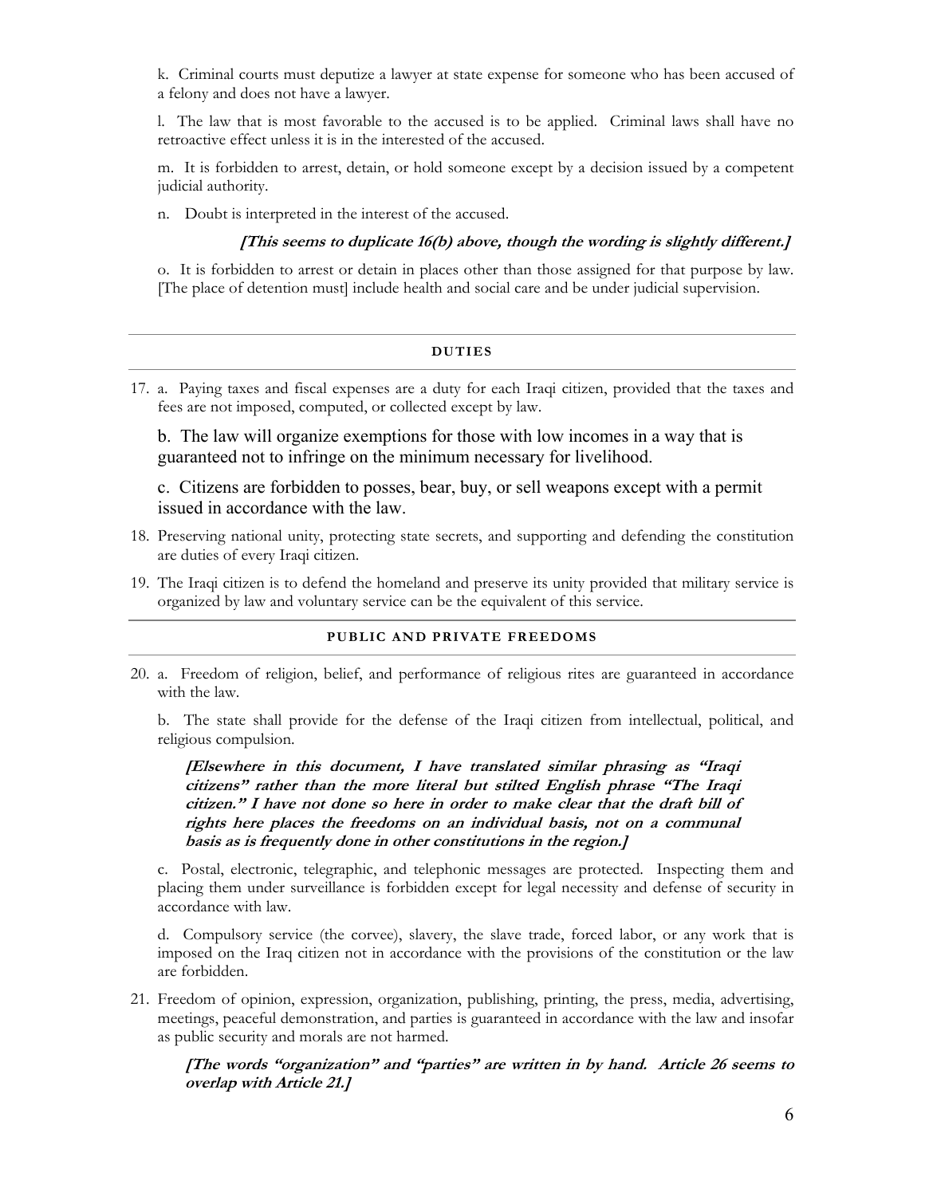k. Criminal courts must deputize a lawyer at state expense for someone who has been accused of a felony and does not have a lawyer.

l. The law that is most favorable to the accused is to be applied. Criminal laws shall have no retroactive effect unless it is in the interested of the accused.

m. It is forbidden to arrest, detain, or hold someone except by a decision issued by a competent judicial authority.

n. Doubt is interpreted in the interest of the accused.

***[This seems to duplicate 16(b) above, though the wording is slightly different.]***

o. It is forbidden to arrest or detain in places other than those assigned for that purpose by law. [The place of detention must] include health and social care and be under judicial supervision.

---

#### DUTIES

---

17. a. Paying taxes and fiscal expenses are a duty for each Iraqi citizen, provided that the taxes and fees are not imposed, computed, or collected except by law.

    b. The law will organize exemptions for those with low incomes in a way that is guaranteed not to infringe on the minimum necessary for livelihood.

    c. Citizens are forbidden to posses, bear, buy, or sell weapons except with a permit issued in accordance with the law.

18. Preserving national unity, protecting state secrets, and supporting and defending the constitution are duties of every Iraqi citizen.

19. The Iraqi citizen is to defend the homeland and preserve its unity provided that military service is organized by law and voluntary service can be the equivalent of this service.

---

#### PUBLIC AND PRIVATE FREEDOMS

---

20. a. Freedom of religion, belief, and performance of religious rites are guaranteed in accordance with the law.

    b. The state shall provide for the defense of the Iraqi citizen from intellectual, political, and religious compulsion.

    ***[Elsewhere in this document, I have translated similar phrasing as "Iraqi citizens" rather than the more literal but stilted English phrase "The Iraqi citizen." I have not done so here in order to make clear that the draft bill of rights here places the freedoms on an individual basis, not on a communal basis as is frequently done in other constitutions in the region.]***

    c. Postal, electronic, telegraphic, and telephonic messages are protected. Inspecting them and placing them under surveillance is forbidden except for legal necessity and defense of security in accordance with law.

    d. Compulsory service (the corvee), slavery, the slave trade, forced labor, or any work that is imposed on the Iraq citizen not in accordance with the provisions of the constitution or the law are forbidden.

21. Freedom of opinion, expression, organization, publishing, printing, the press, media, advertising, meetings, peaceful demonstration, and parties is guaranteed in accordance with the law and insofar as public security and morals are not harmed.

    ***[The words "organization" and "parties" are written in by hand. Article 26 seems to overlap with Article 21.]***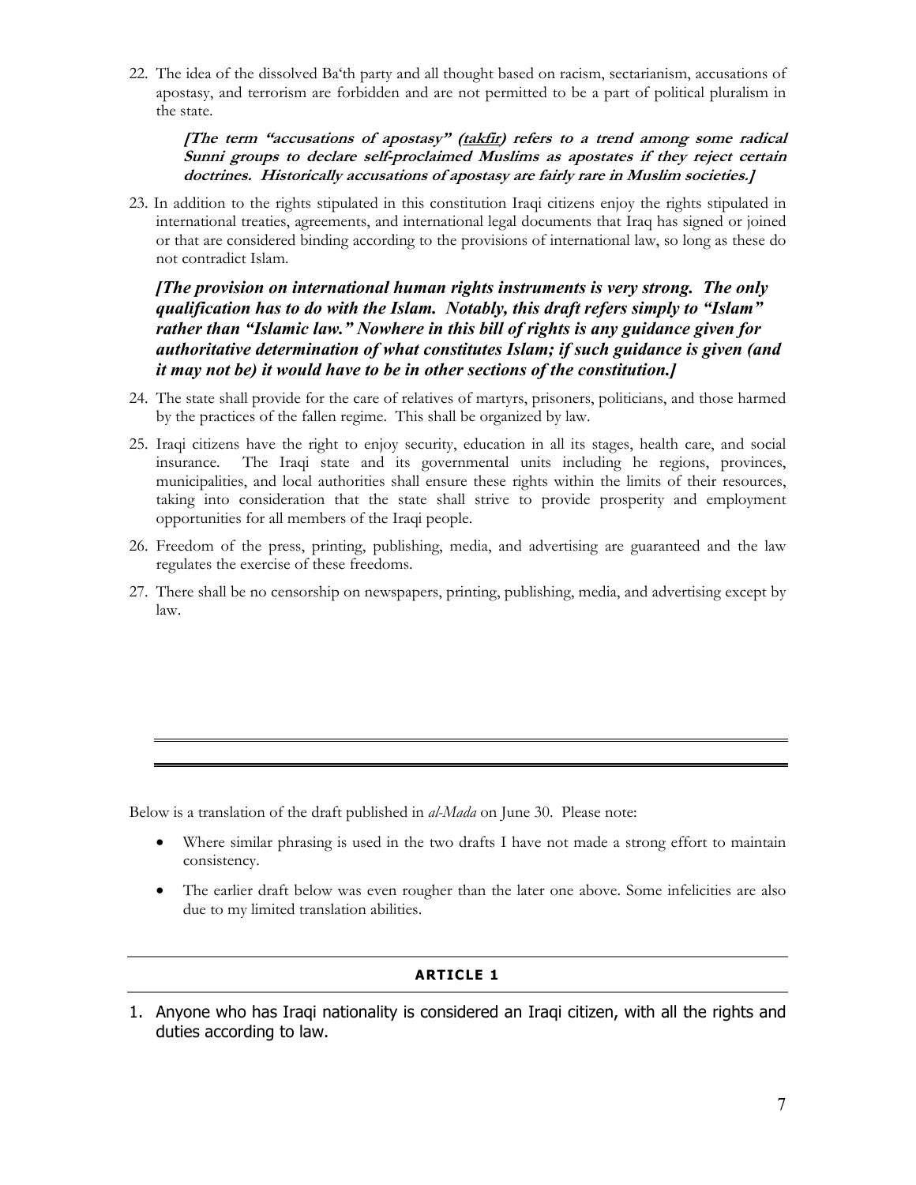22. The idea of the dissolved Ba'th party and all thought based on racism, sectarianism, accusations of apostasy, and terrorism are forbidden and are not permitted to be a part of political pluralism in the state.

    ***[The term "accusations of apostasy" (takfir) refers to a trend among some radical Sunni groups to declare self-proclaimed Muslims as apostates if they reject certain doctrines. Historically accusations of apostasy are fairly rare in Muslim societies.]***

23. In addition to the rights stipulated in this constitution Iraqi citizens enjoy the rights stipulated in international treaties, agreements, and international legal documents that Iraq has signed or joined or that are considered binding according to the provisions of international law, so long as these do not contradict Islam.

    ***[The provision on international human rights instruments is very strong. The only qualification has to do with the Islam. Notably, this draft refers simply to "Islam" rather than "Islamic law." Nowhere in this bill of rights is any guidance given for authoritative determination of what constitutes Islam; if such guidance is given (and it may not be) it would have to be in other sections of the constitution.]***

24. The state shall provide for the care of relatives of martyrs, prisoners, politicians, and those harmed by the practices of the fallen regime. This shall be organized by law.

25. Iraqi citizens have the right to enjoy security, education in all its stages, health care, and social insurance. The Iraqi state and its governmental units including he regions, provinces, municipalities, and local authorities shall ensure these rights within the limits of their resources, taking into consideration that the state shall strive to provide prosperity and employment opportunities for all members of the Iraqi people.

26. Freedom of the press, printing, publishing, media, and advertising are guaranteed and the law regulates the exercise of these freedoms.

27. There shall be no censorship on newspapers, printing, publishing, media, and advertising except by law.

---

Below is a translation of the draft published in *al-Mada* on June 30. Please note:

- Where similar phrasing is used in the two drafts I have not made a strong effort to maintain consistency.
- The earlier draft below was even rougher than the later one above. Some infelicities are also due to my limited translation abilities.

---

## ARTICLE 1

1. Anyone who has Iraqi nationality is considered an Iraqi citizen, with all the rights and duties according to law.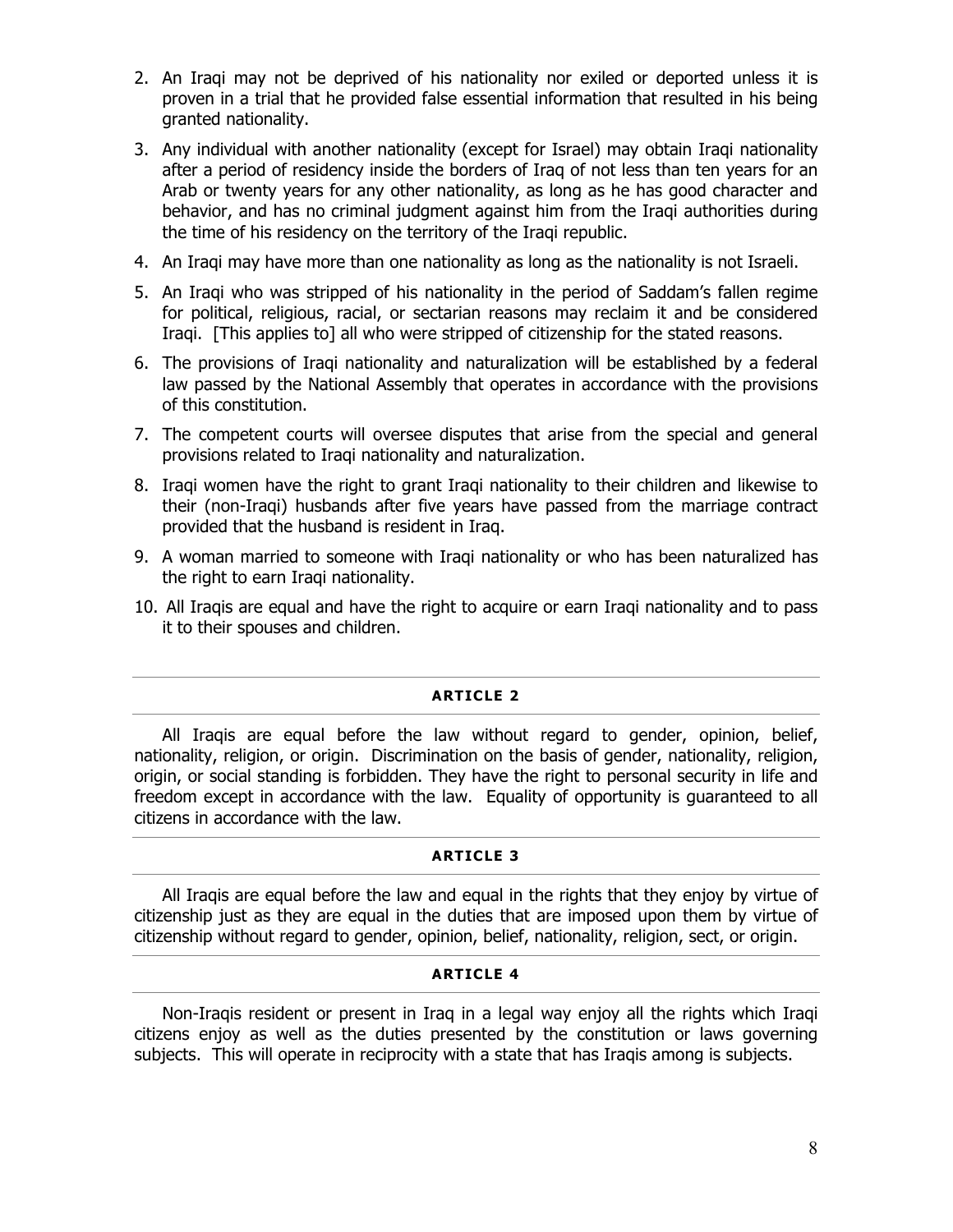2. An Iraqi may not be deprived of his nationality nor exiled or deported unless it is proven in a trial that he provided false essential information that resulted in his being granted nationality.
3. Any individual with another nationality (except for Israel) may obtain Iraqi nationality after a period of residency inside the borders of Iraq of not less than ten years for an Arab or twenty years for any other nationality, as long as he has good character and behavior, and has no criminal judgment against him from the Iraqi authorities during the time of his residency on the territory of the Iraqi republic.
4. An Iraqi may have more than one nationality as long as the nationality is not Israeli.
5. An Iraqi who was stripped of his nationality in the period of Saddam's fallen regime for political, religious, racial, or sectarian reasons may reclaim it and be considered Iraqi. [This applies to] all who were stripped of citizenship for the stated reasons.
6. The provisions of Iraqi nationality and naturalization will be established by a federal law passed by the National Assembly that operates in accordance with the provisions of this constitution.
7. The competent courts will oversee disputes that arise from the special and general provisions related to Iraqi nationality and naturalization.
8. Iraqi women have the right to grant Iraqi nationality to their children and likewise to their (non-Iraqi) husbands after five years have passed from the marriage contract provided that the husband is resident in Iraq.
9. A woman married to someone with Iraqi nationality or who has been naturalized has the right to earn Iraqi nationality.
10. All Iraqis are equal and have the right to acquire or earn Iraqi nationality and to pass it to their spouses and children.

---

#### ARTICLE 2

All Iraqis are equal before the law without regard to gender, opinion, belief, nationality, religion, or origin. Discrimination on the basis of gender, nationality, religion, origin, or social standing is forbidden. They have the right to personal security in life and freedom except in accordance with the law. Equality of opportunity is guaranteed to all citizens in accordance with the law.

---

#### ARTICLE 3

All Iraqis are equal before the law and equal in the rights that they enjoy by virtue of citizenship just as they are equal in the duties that are imposed upon them by virtue of citizenship without regard to gender, opinion, belief, nationality, religion, sect, or origin.

---

#### ARTICLE 4

Non-Iraqis resident or present in Iraq in a legal way enjoy all the rights which Iraqi citizens enjoy as well as the duties presented by the constitution or laws governing subjects. This will operate in reciprocity with a state that has Iraqis among is subjects.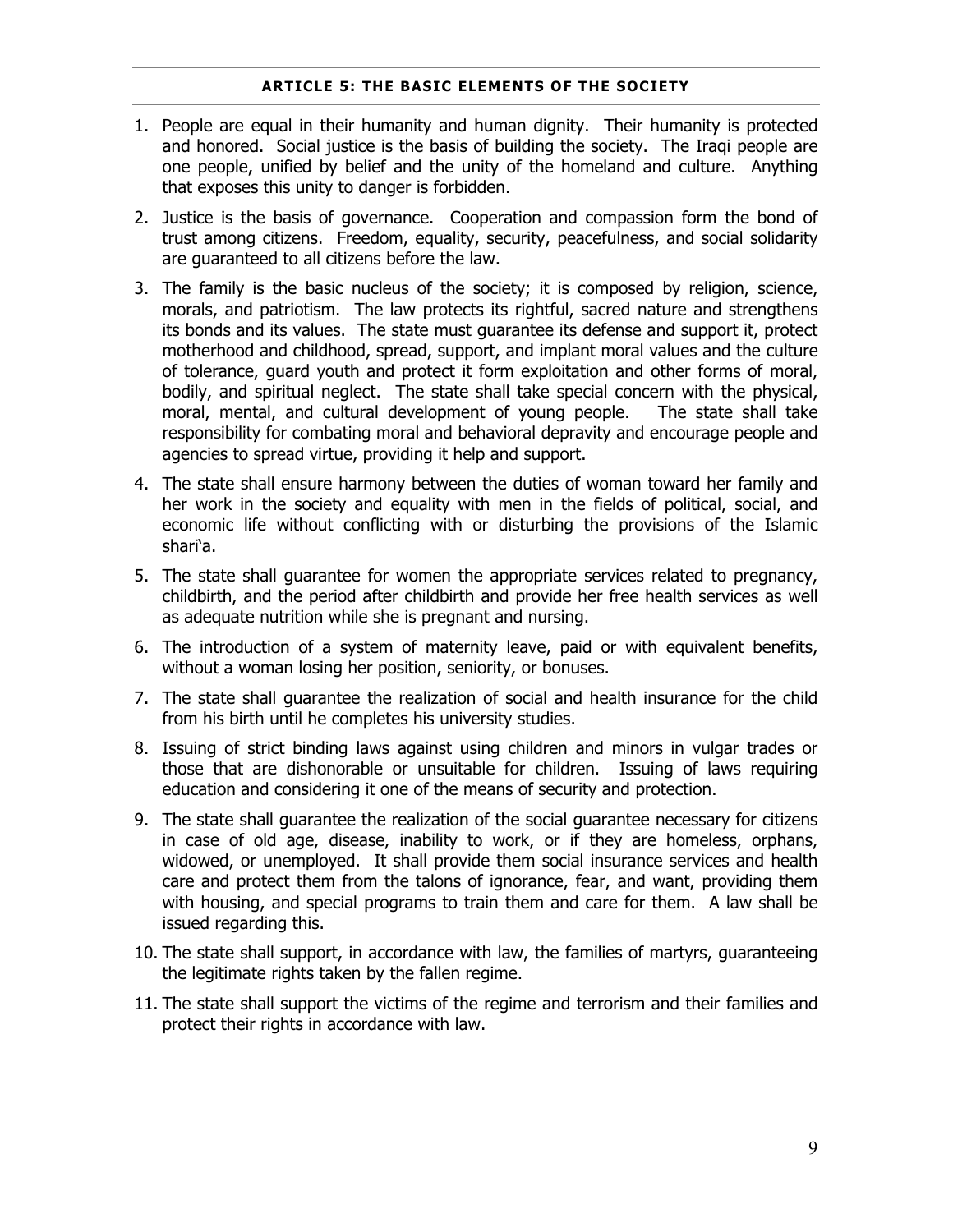## ARTICLE 5: THE BASIC ELEMENTS OF THE SOCIETY

1. People are equal in their humanity and human dignity. Their humanity is protected and honored. Social justice is the basis of building the society. The Iraqi people are one people, unified by belief and the unity of the homeland and culture. Anything that exposes this unity to danger is forbidden.

2. Justice is the basis of governance. Cooperation and compassion form the bond of trust among citizens. Freedom, equality, security, peacefulness, and social solidarity are guaranteed to all citizens before the law.

3. The family is the basic nucleus of the society; it is composed by religion, science, morals, and patriotism. The law protects its rightful, sacred nature and strengthens its bonds and its values. The state must guarantee its defense and support it, protect motherhood and childhood, spread, support, and implant moral values and the culture of tolerance, guard youth and protect it form exploitation and other forms of moral, bodily, and spiritual neglect. The state shall take special concern with the physical, moral, mental, and cultural development of young people. The state shall take responsibility for combating moral and behavioral depravity and encourage people and agencies to spread virtue, providing it help and support.

4. The state shall ensure harmony between the duties of woman toward her family and her work in the society and equality with men in the fields of political, social, and economic life without conflicting with or disturbing the provisions of the Islamic shari'a.

5. The state shall guarantee for women the appropriate services related to pregnancy, childbirth, and the period after childbirth and provide her free health services as well as adequate nutrition while she is pregnant and nursing.

6. The introduction of a system of maternity leave, paid or with equivalent benefits, without a woman losing her position, seniority, or bonuses.

7. The state shall guarantee the realization of social and health insurance for the child from his birth until he completes his university studies.

8. Issuing of strict binding laws against using children and minors in vulgar trades or those that are dishonorable or unsuitable for children. Issuing of laws requiring education and considering it one of the means of security and protection.

9. The state shall guarantee the realization of the social guarantee necessary for citizens in case of old age, disease, inability to work, or if they are homeless, orphans, widowed, or unemployed. It shall provide them social insurance services and health care and protect them from the talons of ignorance, fear, and want, providing them with housing, and special programs to train them and care for them. A law shall be issued regarding this.

10. The state shall support, in accordance with law, the families of martyrs, guaranteeing the legitimate rights taken by the fallen regime.

11. The state shall support the victims of the regime and terrorism and their families and protect their rights in accordance with law.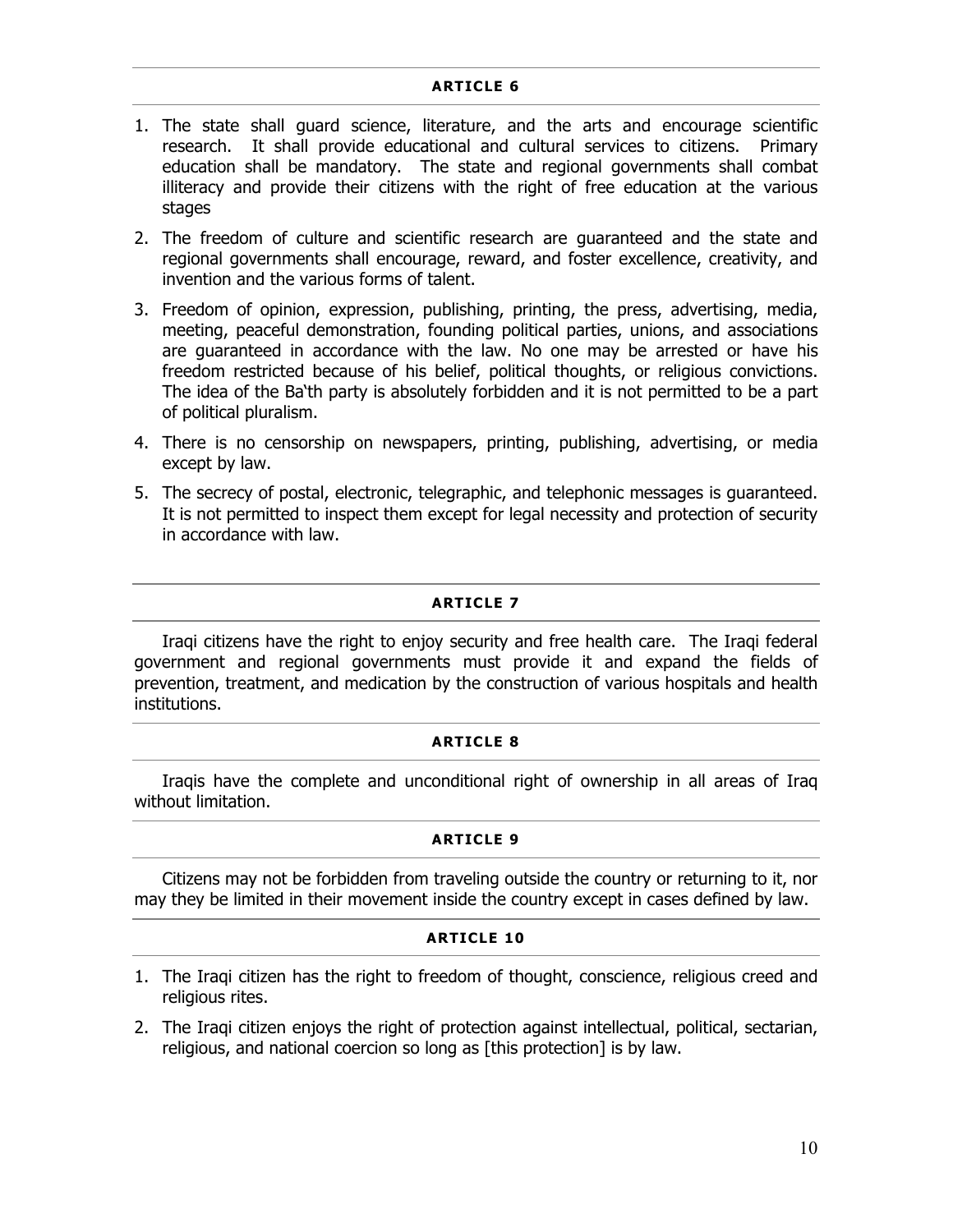### ARTICLE 6

1. The state shall guard science, literature, and the arts and encourage scientific research. It shall provide educational and cultural services to citizens. Primary education shall be mandatory. The state and regional governments shall combat illiteracy and provide their citizens with the right of free education at the various stages
2. The freedom of culture and scientific research are guaranteed and the state and regional governments shall encourage, reward, and foster excellence, creativity, and invention and the various forms of talent.
3. Freedom of opinion, expression, publishing, printing, the press, advertising, media, meeting, peaceful demonstration, founding political parties, unions, and associations are guaranteed in accordance with the law. No one may be arrested or have his freedom restricted because of his belief, political thoughts, or religious convictions. The idea of the Ba'th party is absolutely forbidden and it is not permitted to be a part of political pluralism.
4. There is no censorship on newspapers, printing, publishing, advertising, or media except by law.
5. The secrecy of postal, electronic, telegraphic, and telephonic messages is guaranteed. It is not permitted to inspect them except for legal necessity and protection of security in accordance with law.

### ARTICLE 7

Iraqi citizens have the right to enjoy security and free health care. The Iraqi federal government and regional governments must provide it and expand the fields of prevention, treatment, and medication by the construction of various hospitals and health institutions.

### ARTICLE 8

Iraqis have the complete and unconditional right of ownership in all areas of Iraq without limitation.

### ARTICLE 9

Citizens may not be forbidden from traveling outside the country or returning to it, nor may they be limited in their movement inside the country except in cases defined by law.

### ARTICLE 10

1. The Iraqi citizen has the right to freedom of thought, conscience, religious creed and religious rites.
2. The Iraqi citizen enjoys the right of protection against intellectual, political, sectarian, religious, and national coercion so long as [this protection] is by law.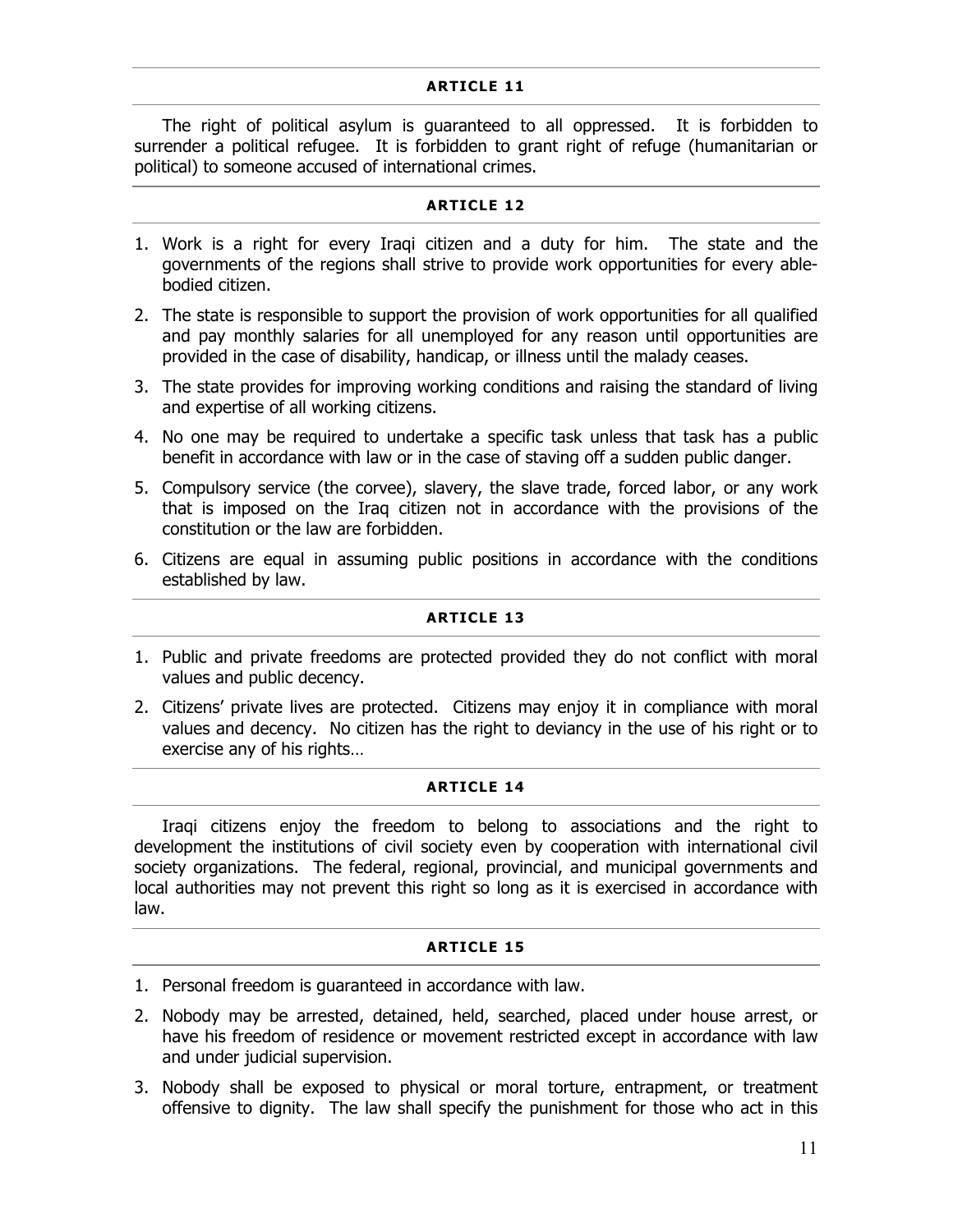#### ARTICLE 11

The right of political asylum is guaranteed to all oppressed. It is forbidden to surrender a political refugee. It is forbidden to grant right of refuge (humanitarian or political) to someone accused of international crimes.

#### ARTICLE 12

1. Work is a right for every Iraqi citizen and a duty for him. The state and the governments of the regions shall strive to provide work opportunities for every able-bodied citizen.
2. The state is responsible to support the provision of work opportunities for all qualified and pay monthly salaries for all unemployed for any reason until opportunities are provided in the case of disability, handicap, or illness until the malady ceases.
3. The state provides for improving working conditions and raising the standard of living and expertise of all working citizens.
4. No one may be required to undertake a specific task unless that task has a public benefit in accordance with law or in the case of staving off a sudden public danger.
5. Compulsory service (the corvee), slavery, the slave trade, forced labor, or any work that is imposed on the Iraq citizen not in accordance with the provisions of the constitution or the law are forbidden.
6. Citizens are equal in assuming public positions in accordance with the conditions established by law.

#### ARTICLE 13

1. Public and private freedoms are protected provided they do not conflict with moral values and public decency.
2. Citizens' private lives are protected. Citizens may enjoy it in compliance with moral values and decency. No citizen has the right to deviancy in the use of his right or to exercise any of his rights…

#### ARTICLE 14

Iraqi citizens enjoy the freedom to belong to associations and the right to development the institutions of civil society even by cooperation with international civil society organizations. The federal, regional, provincial, and municipal governments and local authorities may not prevent this right so long as it is exercised in accordance with law.

#### ARTICLE 15

1. Personal freedom is guaranteed in accordance with law.
2. Nobody may be arrested, detained, held, searched, placed under house arrest, or have his freedom of residence or movement restricted except in accordance with law and under judicial supervision.
3. Nobody shall be exposed to physical or moral torture, entrapment, or treatment offensive to dignity. The law shall specify the punishment for those who act in this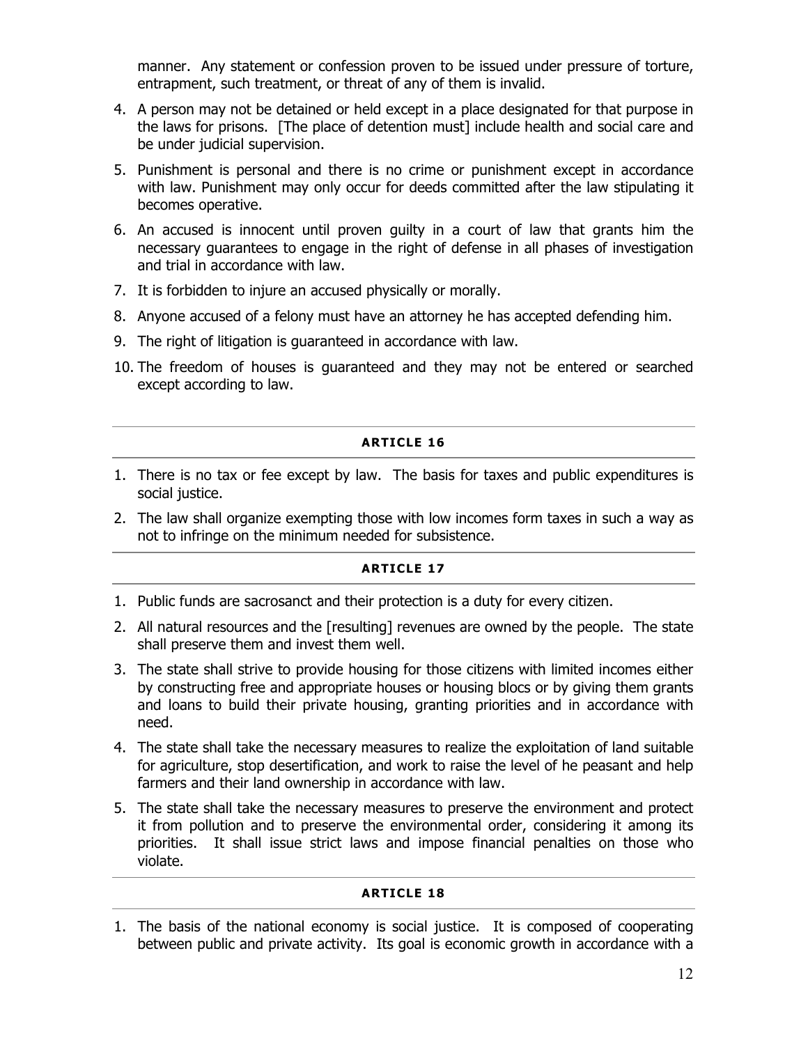manner. Any statement or confession proven to be issued under pressure of torture, entrapment, such treatment, or threat of any of them is invalid.

4. A person may not be detained or held except in a place designated for that purpose in the laws for prisons. [The place of detention must] include health and social care and be under judicial supervision.
5. Punishment is personal and there is no crime or punishment except in accordance with law. Punishment may only occur for deeds committed after the law stipulating it becomes operative.
6. An accused is innocent until proven guilty in a court of law that grants him the necessary guarantees to engage in the right of defense in all phases of investigation and trial in accordance with law.
7. It is forbidden to injure an accused physically or morally.
8. Anyone accused of a felony must have an attorney he has accepted defending him.
9. The right of litigation is guaranteed in accordance with law.
10. The freedom of houses is guaranteed and they may not be entered or searched except according to law.

## ARTICLE 16

1. There is no tax or fee except by law. The basis for taxes and public expenditures is social justice.
2. The law shall organize exempting those with low incomes form taxes in such a way as not to infringe on the minimum needed for subsistence.

## ARTICLE 17

1. Public funds are sacrosanct and their protection is a duty for every citizen.
2. All natural resources and the [resulting] revenues are owned by the people. The state shall preserve them and invest them well.
3. The state shall strive to provide housing for those citizens with limited incomes either by constructing free and appropriate houses or housing blocs or by giving them grants and loans to build their private housing, granting priorities and in accordance with need.
4. The state shall take the necessary measures to realize the exploitation of land suitable for agriculture, stop desertification, and work to raise the level of he peasant and help farmers and their land ownership in accordance with law.
5. The state shall take the necessary measures to preserve the environment and protect it from pollution and to preserve the environmental order, considering it among its priorities. It shall issue strict laws and impose financial penalties on those who violate.

## ARTICLE 18

1. The basis of the national economy is social justice. It is composed of cooperating between public and private activity. Its goal is economic growth in accordance with a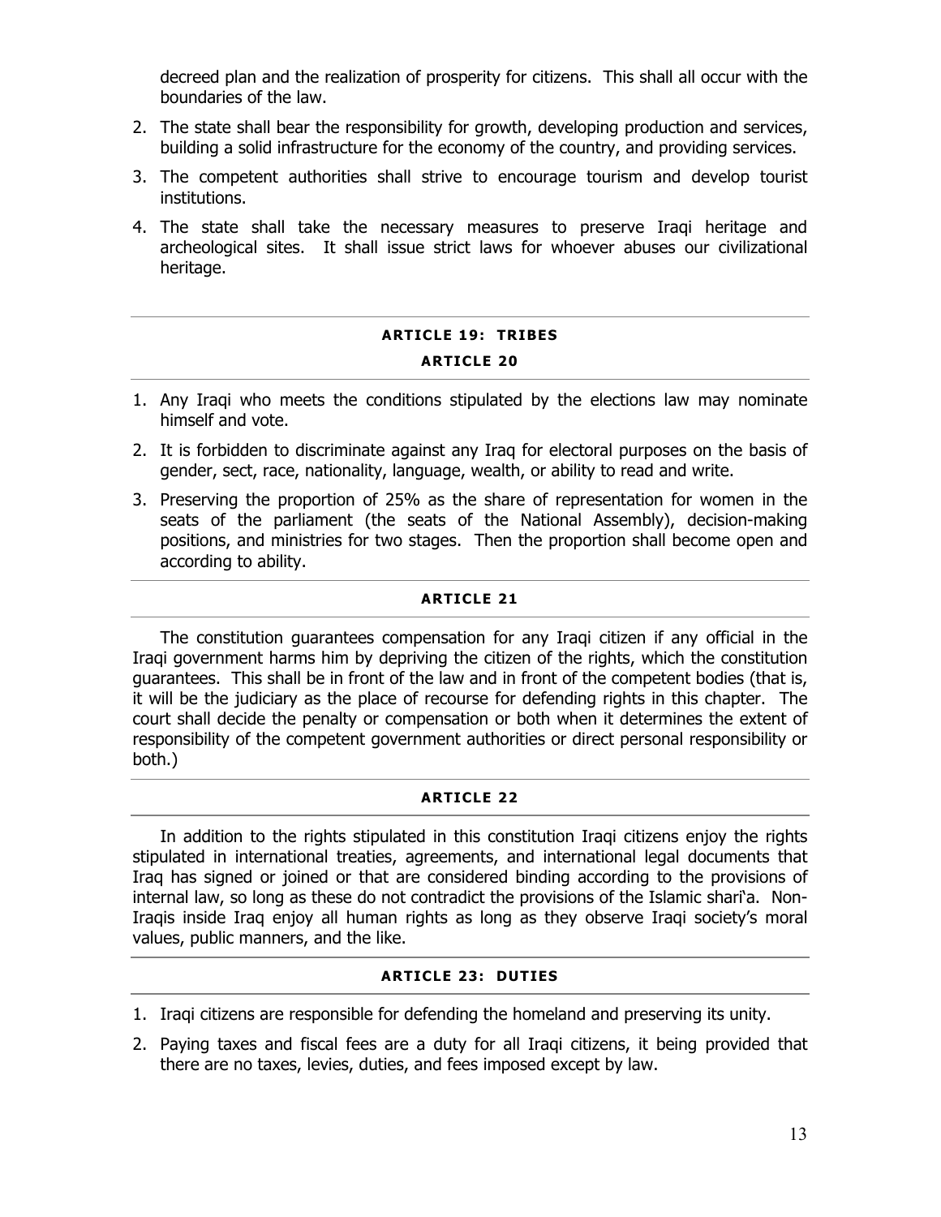decreed plan and the realization of prosperity for citizens. This shall all occur with the boundaries of the law.

2. The state shall bear the responsibility for growth, developing production and services, building a solid infrastructure for the economy of the country, and providing services.
3. The competent authorities shall strive to encourage tourism and develop tourist institutions.
4. The state shall take the necessary measures to preserve Iraqi heritage and archeological sites. It shall issue strict laws for whoever abuses our civilizational heritage.

### ARTICLE 19: TRIBES

### ARTICLE 20

1. Any Iraqi who meets the conditions stipulated by the elections law may nominate himself and vote.
2. It is forbidden to discriminate against any Iraq for electoral purposes on the basis of gender, sect, race, nationality, language, wealth, or ability to read and write.
3. Preserving the proportion of 25% as the share of representation for women in the seats of the parliament (the seats of the National Assembly), decision-making positions, and ministries for two stages. Then the proportion shall become open and according to ability.

### ARTICLE 21

The constitution guarantees compensation for any Iraqi citizen if any official in the Iraqi government harms him by depriving the citizen of the rights, which the constitution guarantees. This shall be in front of the law and in front of the competent bodies (that is, it will be the judiciary as the place of recourse for defending rights in this chapter. The court shall decide the penalty or compensation or both when it determines the extent of responsibility of the competent government authorities or direct personal responsibility or both.)

### ARTICLE 22

In addition to the rights stipulated in this constitution Iraqi citizens enjoy the rights stipulated in international treaties, agreements, and international legal documents that Iraq has signed or joined or that are considered binding according to the provisions of internal law, so long as these do not contradict the provisions of the Islamic shari'a. Non-Iraqis inside Iraq enjoy all human rights as long as they observe Iraqi society's moral values, public manners, and the like.

### ARTICLE 23: DUTIES

1. Iraqi citizens are responsible for defending the homeland and preserving its unity.
2. Paying taxes and fiscal fees are a duty for all Iraqi citizens, it being provided that there are no taxes, levies, duties, and fees imposed except by law.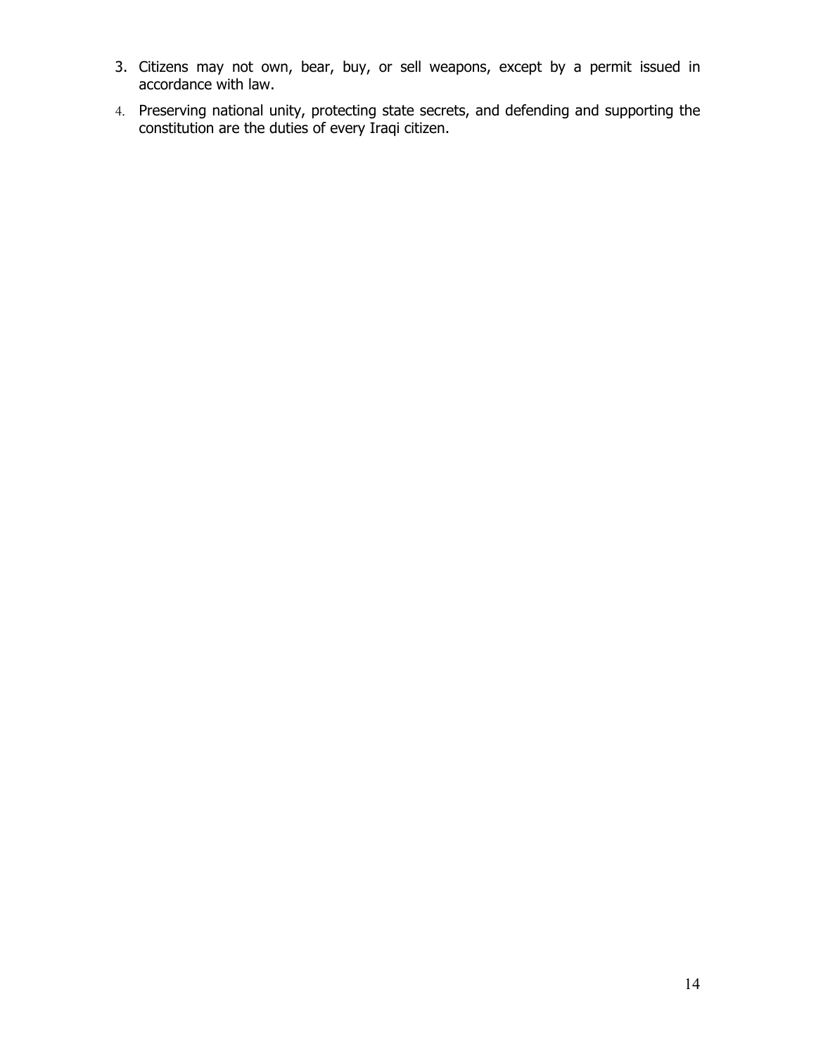3. Citizens may not own, bear, buy, or sell weapons, except by a permit issued in accordance with law.
4. Preserving national unity, protecting state secrets, and defending and supporting the constitution are the duties of every Iraqi citizen.